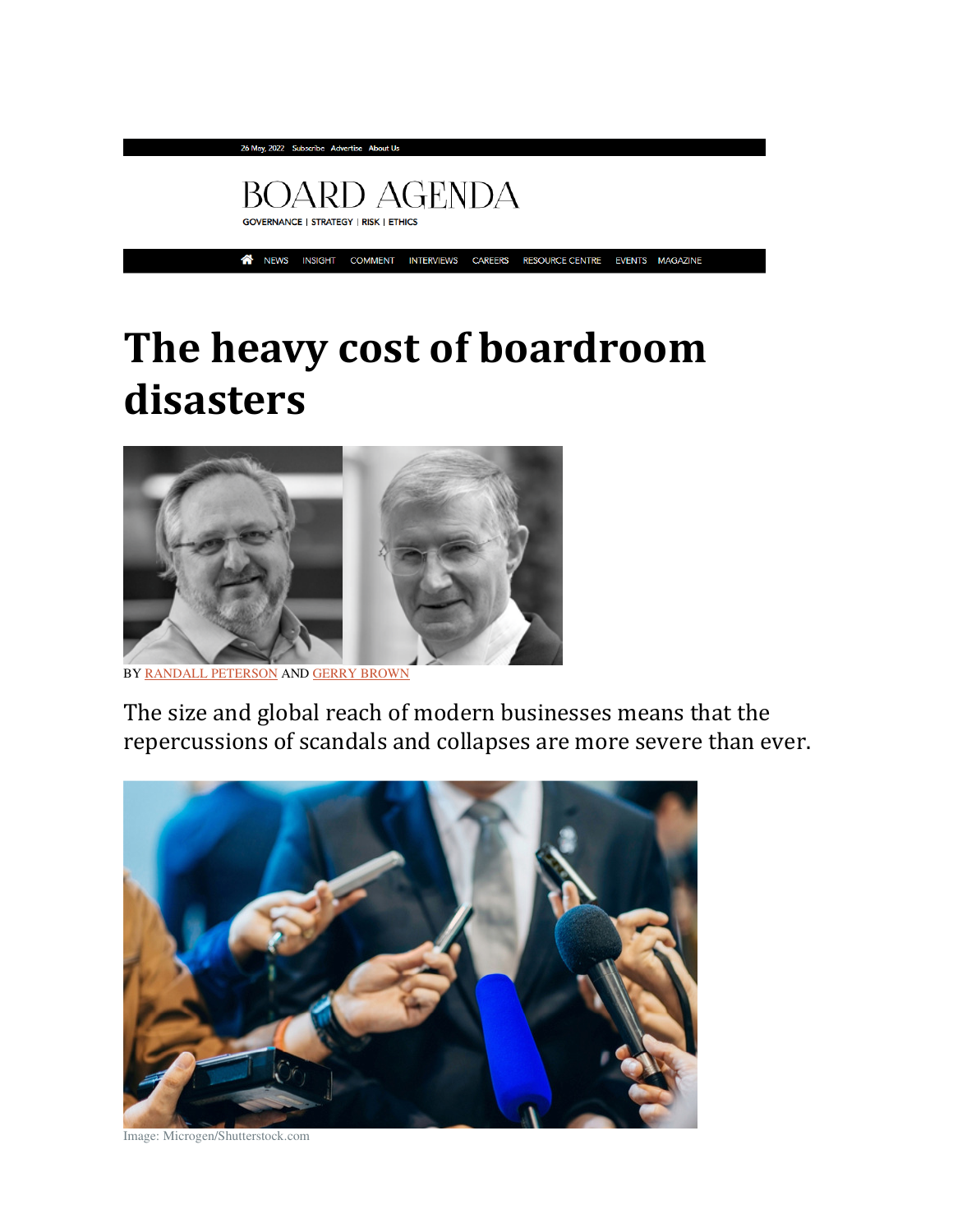26 May, 2022 Subscribe Advertise About Us

BOARD AGENDA

GOVERNANCE | STRATEGY | RISK | ETHICS

NEWS INSIGHT COMMENT INTERVIEWS CAREERS RESOURCE CENTRE EVENTS MAGAZINE

# The heavy cost of boardroom disasters

BY RANDALL PETERSON AND GERRY BROWN

The size and global reach of modern businesses means that the repercussions of scandals and collapses are more severe than ever.

Image: Microgen/Shutterstock.com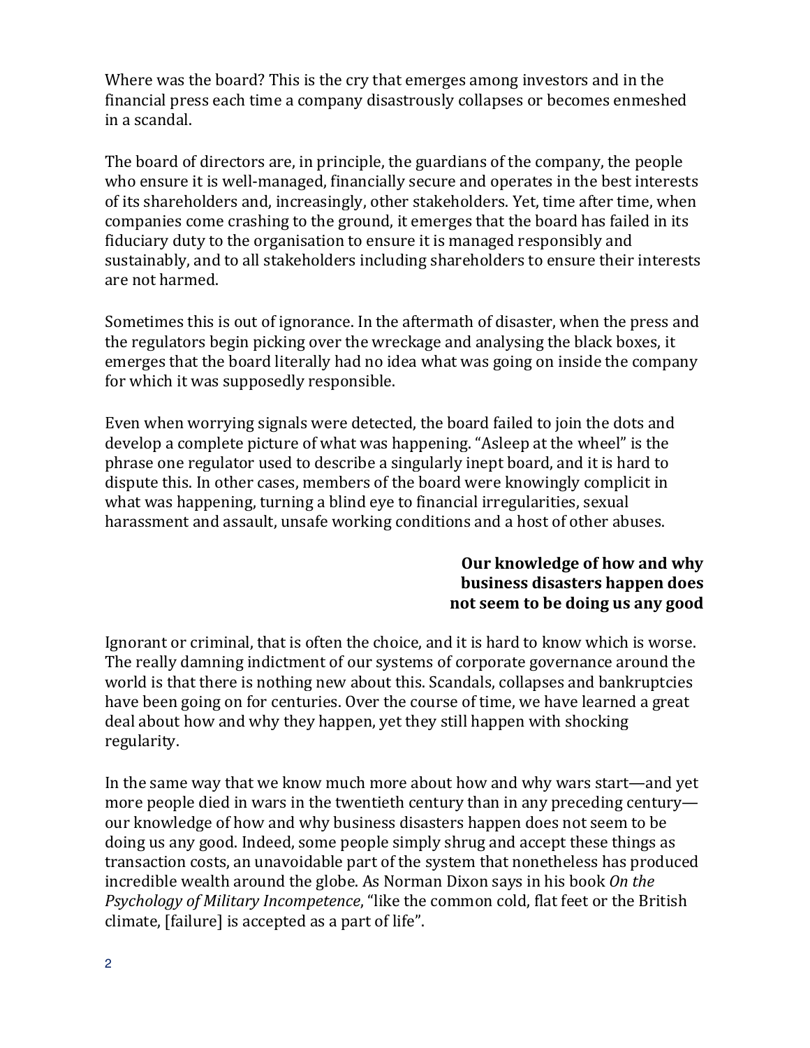Where was the board? This is the cry that emerges among investors and in the financial press each time a company disastrously collapses or becomes enmeshed in a scandal.

The board of directors are, in principle, the guardians of the company, the people who ensure it is well-managed, financially secure and operates in the best interests of its shareholders and, increasingly, other stakeholders. Yet, time after time, when companies come crashing to the ground, it emerges that the board has failed in its fiduciary duty to the organisation to ensure it is managed responsibly and sustainably, and to all stakeholders including shareholders to ensure their interests are not harmed.

Sometimes this is out of ignorance. In the aftermath of disaster, when the press and the regulators begin picking over the wreckage and analysing the black boxes, it emerges that the board literally had no idea what was going on inside the company for which it was supposedly responsible.

Even when worrying signals were detected, the board failed to join the dots and develop a complete picture of what was happening. "Asleep at the wheel" is the phrase one regulator used to describe a singularly inept board, and it is hard to dispute this. In other cases, members of the board were knowingly complicit in what was happening, turning a blind eye to financial irregularities, sexual harassment and assault, unsafe working conditions and a host of other abuses.

**Our knowledge of how and why business disasters happen does not seem to be doing us any good**

Ignorant or criminal, that is often the choice, and it is hard to know which is worse. The really damning indictment of our systems of corporate governance around the world is that there is nothing new about this. Scandals, collapses and bankruptcies have been going on for centuries. Over the course of time, we have learned a great deal about how and why they happen, yet they still happen with shocking regularity.

In the same way that we know much more about how and why wars start—and yet more people died in wars in the twentieth century than in any preceding century—our knowledge of how and why business disasters happen does not seem to be doing us any good. Indeed, some people simply shrug and accept these things as transaction costs, an unavoidable part of the system that nonetheless has produced incredible wealth around the globe. As Norman Dixon says in his book *On the Psychology of Military Incompetence*, "like the common cold, flat feet or the British climate, [failure] is accepted as a part of life".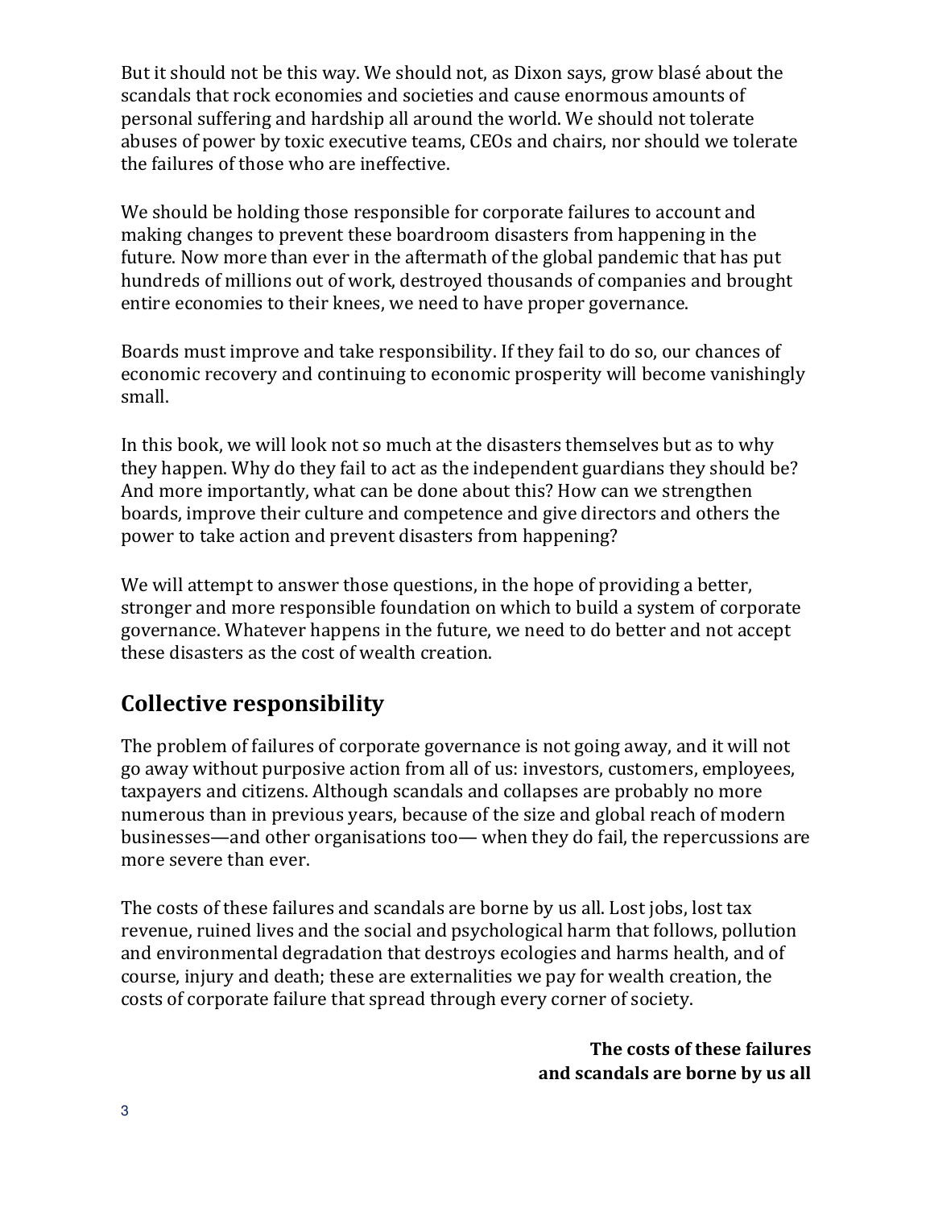But it should not be this way. We should not, as Dixon says, grow blasé about the scandals that rock economies and societies and cause enormous amounts of personal suffering and hardship all around the world. We should not tolerate abuses of power by toxic executive teams, CEOs and chairs, nor should we tolerate the failures of those who are ineffective.

We should be holding those responsible for corporate failures to account and making changes to prevent these boardroom disasters from happening in the future. Now more than ever in the aftermath of the global pandemic that has put hundreds of millions out of work, destroyed thousands of companies and brought entire economies to their knees, we need to have proper governance.

Boards must improve and take responsibility. If they fail to do so, our chances of economic recovery and continuing to economic prosperity will become vanishingly small.

In this book, we will look not so much at the disasters themselves but as to why they happen. Why do they fail to act as the independent guardians they should be? And more importantly, what can be done about this? How can we strengthen boards, improve their culture and competence and give directors and others the power to take action and prevent disasters from happening?

We will attempt to answer those questions, in the hope of providing a better, stronger and more responsible foundation on which to build a system of corporate governance. Whatever happens in the future, we need to do better and not accept these disasters as the cost of wealth creation.

## Collective responsibility

The problem of failures of corporate governance is not going away, and it will not go away without purposive action from all of us: investors, customers, employees, taxpayers and citizens. Although scandals and collapses are probably no more numerous than in previous years, because of the size and global reach of modern businesses—and other organisations too— when they do fail, the repercussions are more severe than ever.

The costs of these failures and scandals are borne by us all. Lost jobs, lost tax revenue, ruined lives and the social and psychological harm that follows, pollution and environmental degradation that destroys ecologies and harms health, and of course, injury and death; these are externalities we pay for wealth creation, the costs of corporate failure that spread through every corner of society.

**The costs of these failures and scandals are borne by us all**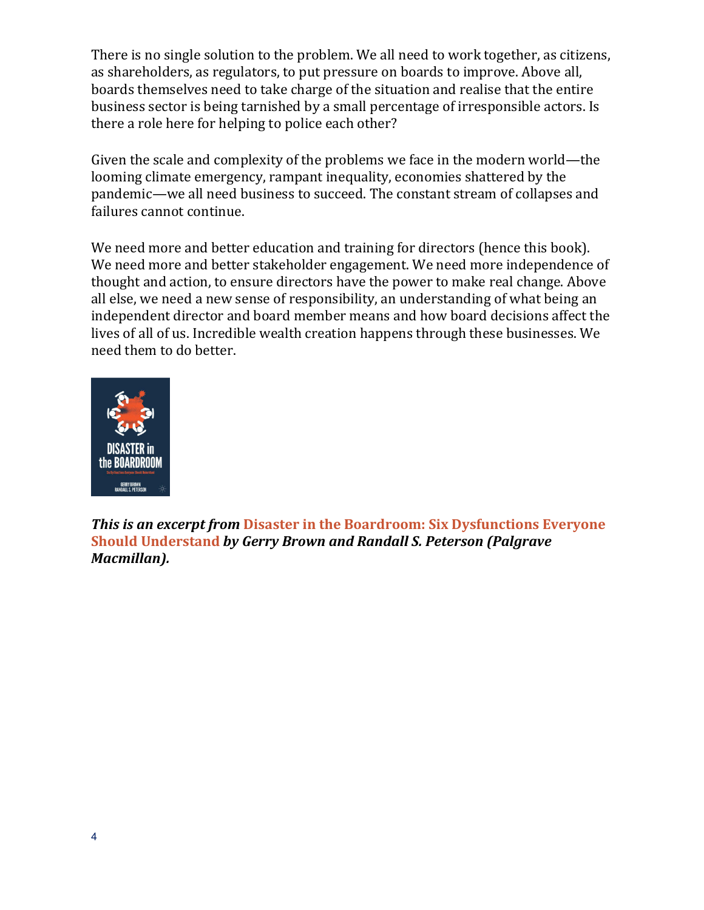There is no single solution to the problem. We all need to work together, as citizens, as shareholders, as regulators, to put pressure on boards to improve. Above all, boards themselves need to take charge of the situation and realise that the entire business sector is being tarnished by a small percentage of irresponsible actors. Is there a role here for helping to police each other?

Given the scale and complexity of the problems we face in the modern world—the looming climate emergency, rampant inequality, economies shattered by the pandemic—we all need business to succeed. The constant stream of collapses and failures cannot continue.

We need more and better education and training for directors (hence this book). We need more and better stakeholder engagement. We need more independence of thought and action, to ensure directors have the power to make real change. Above all else, we need a new sense of responsibility, an understanding of what being an independent director and board member means and how board decisions affect the lives of all of us. Incredible wealth creation happens through these businesses. We need them to do better.

***This is an excerpt from* Disaster in the Boardroom: Six Dysfunctions Everyone Should Understand *by Gerry Brown and Randall S. Peterson (Palgrave Macmillan).***